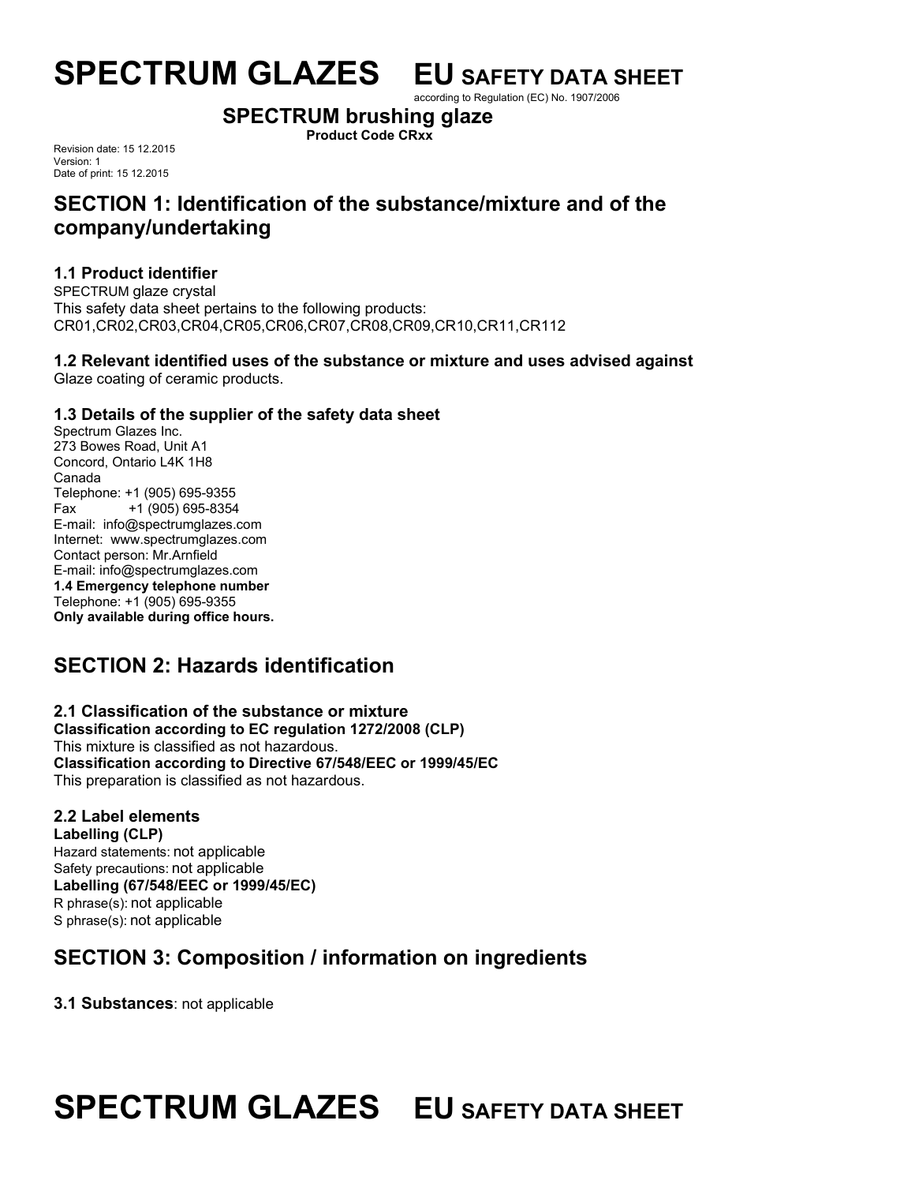# SPECTRUM GLAZES EU SAFETY DATA SHEET

according to Regulation (EC) No. 1907/2006

**SPECTRUM brushing glaze**

**Product Code CRxx**

Revision date: 15 12.2015
Version: 1
Date of print: 15 12.2015

## SECTION 1: Identification of the substance/mixture and of the company/undertaking

### 1.1 Product identifier

SPECTRUM glaze crystal
This safety data sheet pertains to the following products:
CR01,CR02,CR03,CR04,CR05,CR06,CR07,CR08,CR09,CR10,CR11,CR112

### 1.2 Relevant identified uses of the substance or mixture and uses advised against

Glaze coating of ceramic products.

### 1.3 Details of the supplier of the safety data sheet

Spectrum Glazes Inc.
273 Bowes Road, Unit A1
Concord, Ontario L4K 1H8
Canada
Telephone: +1 (905) 695-9355
Fax +1 (905) 695-8354
E-mail: info@spectrumglazes.com
Internet: www.spectrumglazes.com
Contact person: Mr.Arnfield
E-mail: info@spectrumglazes.com

**1.4 Emergency telephone number**

Telephone: +1 (905) 695-9355
**Only available during office hours.**

## SECTION 2: Hazards identification

### 2.1 Classification of the substance or mixture

**Classification according to EC regulation 1272/2008 (CLP)**
This mixture is classified as not hazardous.
**Classification according to Directive 67/548/EEC or 1999/45/EC**
This preparation is classified as not hazardous.

### 2.2 Label elements

**Labelling (CLP)**
Hazard statements: not applicable
Safety precautions: not applicable
**Labelling (67/548/EEC or 1999/45/EC)**
R phrase(s): not applicable
S phrase(s): not applicable

## SECTION 3: Composition / information on ingredients

**3.1 Substances**: not applicable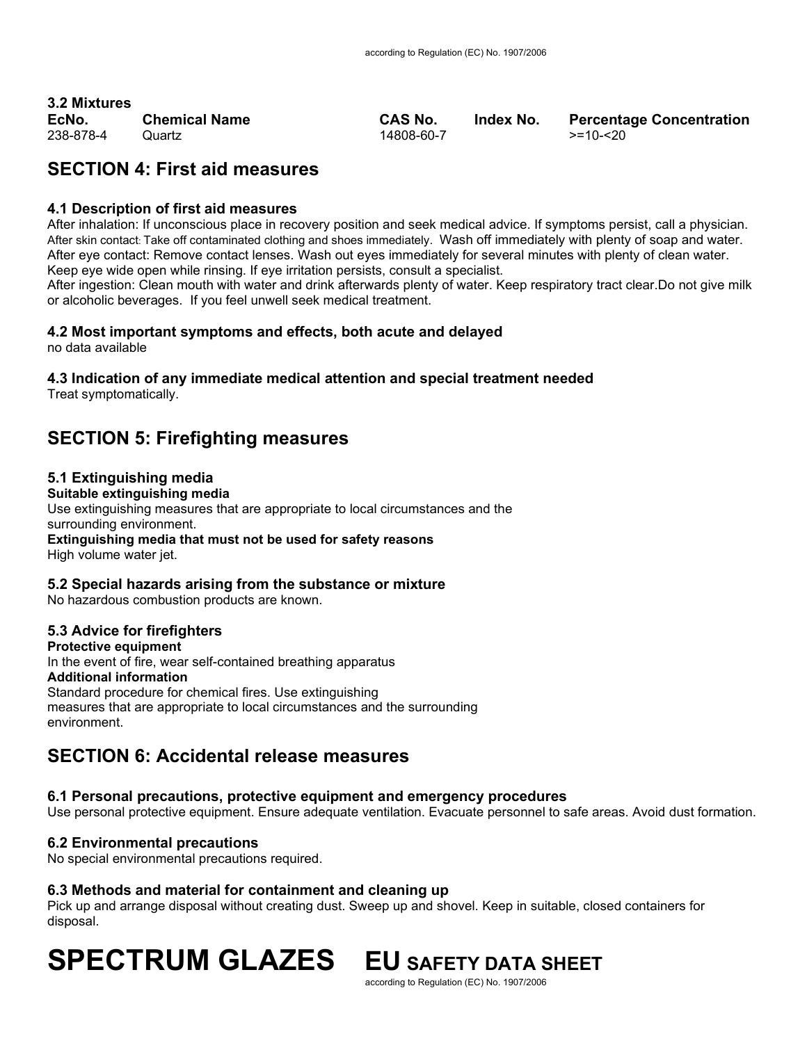### 3.2 Mixtures

| EcNo. | Chemical Name | CAS No. | Index No. | Percentage Concentration |
|---|---|---|---|---|
| 238-878-4 | Quartz | 14808-60-7 | | >=10-<20 |

## SECTION 4: First aid measures

### 4.1 Description of first aid measures

After inhalation: If unconscious place in recovery position and seek medical advice. If symptoms persist, call a physician.
After skin contact: Take off contaminated clothing and shoes immediately. Wash off immediately with plenty of soap and water.
After eye contact: Remove contact lenses. Wash out eyes immediately for several minutes with plenty of clean water. Keep eye wide open while rinsing. If eye irritation persists, consult a specialist.
After ingestion: Clean mouth with water and drink afterwards plenty of water. Keep respiratory tract clear.Do not give milk or alcoholic beverages. If you feel unwell seek medical treatment.

### 4.2 Most important symptoms and effects, both acute and delayed

no data available

### 4.3 Indication of any immediate medical attention and special treatment needed

Treat symptomatically.

## SECTION 5: Firefighting measures

### 5.1 Extinguishing media

**Suitable extinguishing media**

Use extinguishing measures that are appropriate to local circumstances and the surrounding environment.

**Extinguishing media that must not be used for safety reasons**

High volume water jet.

### 5.2 Special hazards arising from the substance or mixture

No hazardous combustion products are known.

### 5.3 Advice for firefighters

**Protective equipment**

In the event of fire, wear self-contained breathing apparatus

**Additional information**

Standard procedure for chemical fires. Use extinguishing measures that are appropriate to local circumstances and the surrounding environment.

## SECTION 6: Accidental release measures

### 6.1 Personal precautions, protective equipment and emergency procedures

Use personal protective equipment. Ensure adequate ventilation. Evacuate personnel to safe areas. Avoid dust formation.

### 6.2 Environmental precautions

No special environmental precautions required.

### 6.3 Methods and material for containment and cleaning up

Pick up and arrange disposal without creating dust. Sweep up and shovel. Keep in suitable, closed containers for disposal.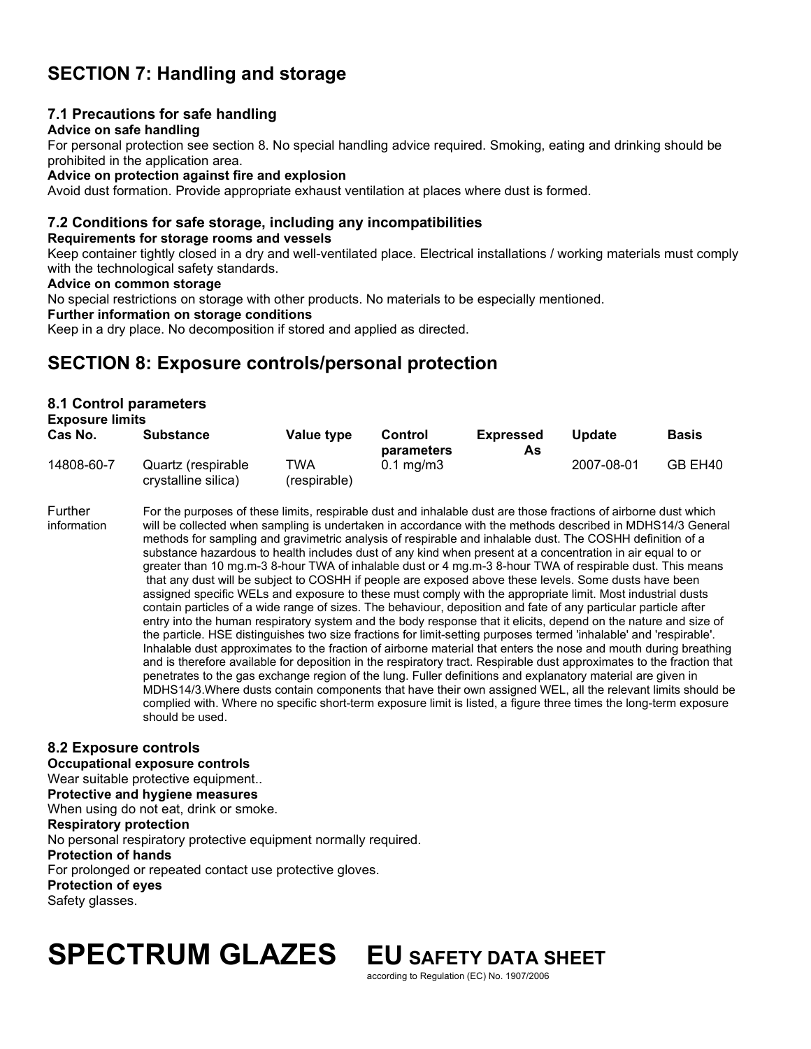## SECTION 7: Handling and storage

### 7.1 Precautions for safe handling

**Advice on safe handling**

For personal protection see section 8. No special handling advice required. Smoking, eating and drinking should be prohibited in the application area.

**Advice on protection against fire and explosion**

Avoid dust formation. Provide appropriate exhaust ventilation at places where dust is formed.

### 7.2 Conditions for safe storage, including any incompatibilities

**Requirements for storage rooms and vessels**

Keep container tightly closed in a dry and well-ventilated place. Electrical installations / working materials must comply with the technological safety standards.

**Advice on common storage**

No special restrictions on storage with other products. No materials to be especially mentioned.

**Further information on storage conditions**

Keep in a dry place. No decomposition if stored and applied as directed.

## SECTION 8: Exposure controls/personal protection

### 8.1 Control parameters

**Exposure limits**

| Cas No. | Substance | Value type | Control parameters | Expressed As | Update | Basis |
|---|---|---|---|---|---|---|
| 14808-60-7 | Quartz (respirable crystalline silica) | TWA (respirable) | 0.1 mg/m3 | | 2007-08-01 | GB EH40 |

Further information: For the purposes of these limits, respirable dust and inhalable dust are those fractions of airborne dust which will be collected when sampling is undertaken in accordance with the methods described in MDHS14/3 General methods for sampling and gravimetric analysis of respirable and inhalable dust. The COSHH definition of a substance hazardous to health includes dust of any kind when present at a concentration in air equal to or greater than 10 mg.m-3 8-hour TWA of inhalable dust or 4 mg.m-3 8-hour TWA of respirable dust. This means that any dust will be subject to COSHH if people are exposed above these levels. Some dusts have been assigned specific WELs and exposure to these must comply with the appropriate limit. Most industrial dusts contain particles of a wide range of sizes. The behaviour, deposition and fate of any particular particle after entry into the human respiratory system and the body response that it elicits, depend on the nature and size of the particle. HSE distinguishes two size fractions for limit-setting purposes termed 'inhalable' and 'respirable'. Inhalable dust approximates to the fraction of airborne material that enters the nose and mouth during breathing and is therefore available for deposition in the respiratory tract. Respirable dust approximates to the fraction that penetrates to the gas exchange region of the lung. Fuller definitions and explanatory material are given in MDHS14/3.Where dusts contain components that have their own assigned WEL, all the relevant limits should be complied with. Where no specific short-term exposure limit is listed, a figure three times the long-term exposure should be used.

### 8.2 Exposure controls

**Occupational exposure controls**

Wear suitable protective equipment..

**Protective and hygiene measures**

When using do not eat, drink or smoke.

**Respiratory protection**

No personal respiratory protective equipment normally required.

**Protection of hands**

For prolonged or repeated contact use protective gloves.

**Protection of eyes**

Safety glasses.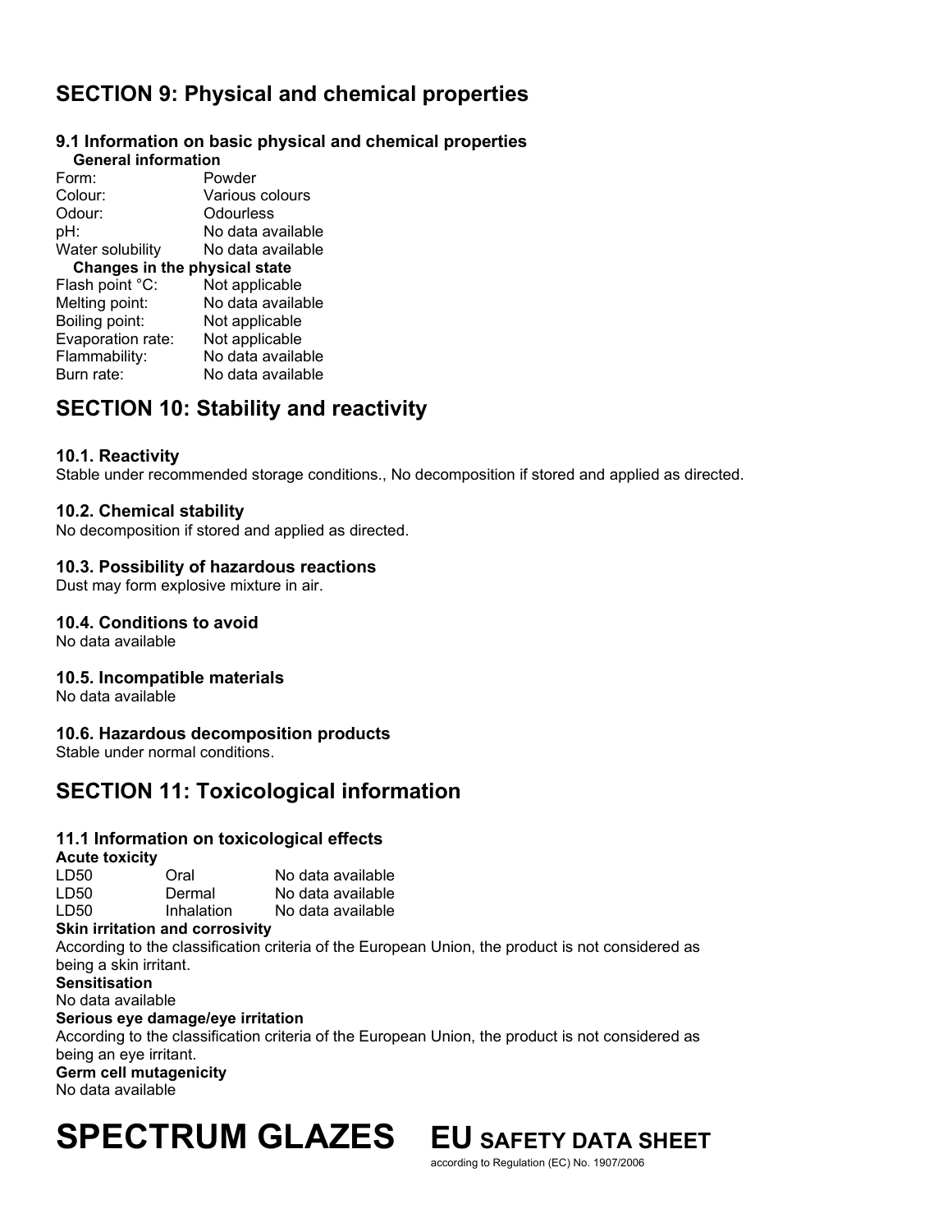## SECTION 9: Physical and chemical properties

### 9.1 Information on basic physical and chemical properties

**General information**

| | |
|---|---|
| Form: | Powder |
| Colour: | Various colours |
| Odour: | Odourless |
| pH: | No data available |
| Water solubility | No data available |

**Changes in the physical state**

| | |
|---|---|
| Flash point °C: | Not applicable |
| Melting point: | No data available |
| Boiling point: | Not applicable |
| Evaporation rate: | Not applicable |
| Flammability: | No data available |
| Burn rate: | No data available |

## SECTION 10: Stability and reactivity

### 10.1. Reactivity

Stable under recommended storage conditions., No decomposition if stored and applied as directed.

### 10.2. Chemical stability

No decomposition if stored and applied as directed.

### 10.3. Possibility of hazardous reactions

Dust may form explosive mixture in air.

### 10.4. Conditions to avoid

No data available

### 10.5. Incompatible materials

No data available

### 10.6. Hazardous decomposition products

Stable under normal conditions.

## SECTION 11: Toxicological information

### 11.1 Information on toxicological effects

**Acute toxicity**

| | | |
|---|---|---|
| LD50 | Oral | No data available |
| LD50 | Dermal | No data available |
| LD50 | Inhalation | No data available |

**Skin irritation and corrosivity**

According to the classification criteria of the European Union, the product is not considered as being a skin irritant.

**Sensitisation**

No data available

**Serious eye damage/eye irritation**

According to the classification criteria of the European Union, the product is not considered as being an eye irritant.

**Germ cell mutagenicity**

No data available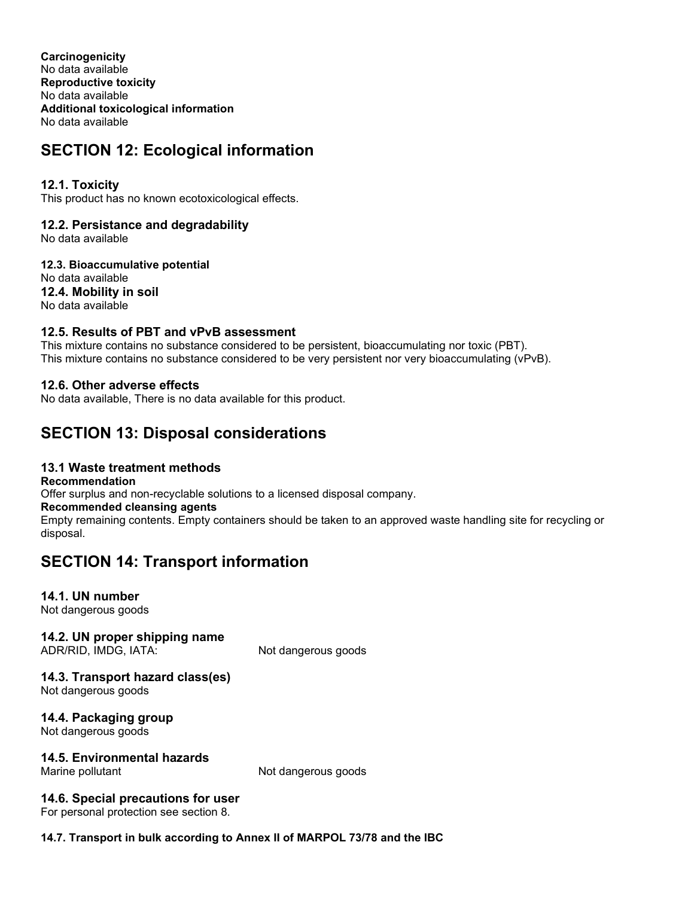**Carcinogenicity**
No data available
**Reproductive toxicity**
No data available
**Additional toxicological information**
No data available

## SECTION 12: Ecological information

### 12.1. Toxicity

This product has no known ecotoxicological effects.

### 12.2. Persistance and degradability

No data available

**12.3. Bioaccumulative potential**
No data available

### 12.4. Mobility in soil

No data available

### 12.5. Results of PBT and vPvB assessment

This mixture contains no substance considered to be persistent, bioaccumulating nor toxic (PBT).
This mixture contains no substance considered to be very persistent nor very bioaccumulating (vPvB).

### 12.6. Other adverse effects

No data available, There is no data available for this product.

## SECTION 13: Disposal considerations

### 13.1 Waste treatment methods

**Recommendation**
Offer surplus and non-recyclable solutions to a licensed disposal company.
**Recommended cleansing agents**
Empty remaining contents. Empty containers should be taken to an approved waste handling site for recycling or disposal.

## SECTION 14: Transport information

### 14.1. UN number

Not dangerous goods

### 14.2. UN proper shipping name

ADR/RID, IMDG, IATA: Not dangerous goods

### 14.3. Transport hazard class(es)

Not dangerous goods

### 14.4. Packaging group

Not dangerous goods

### 14.5. Environmental hazards

Marine pollutant Not dangerous goods

### 14.6. Special precautions for user

For personal protection see section 8.

**14.7. Transport in bulk according to Annex II of MARPOL 73/78 and the IBC**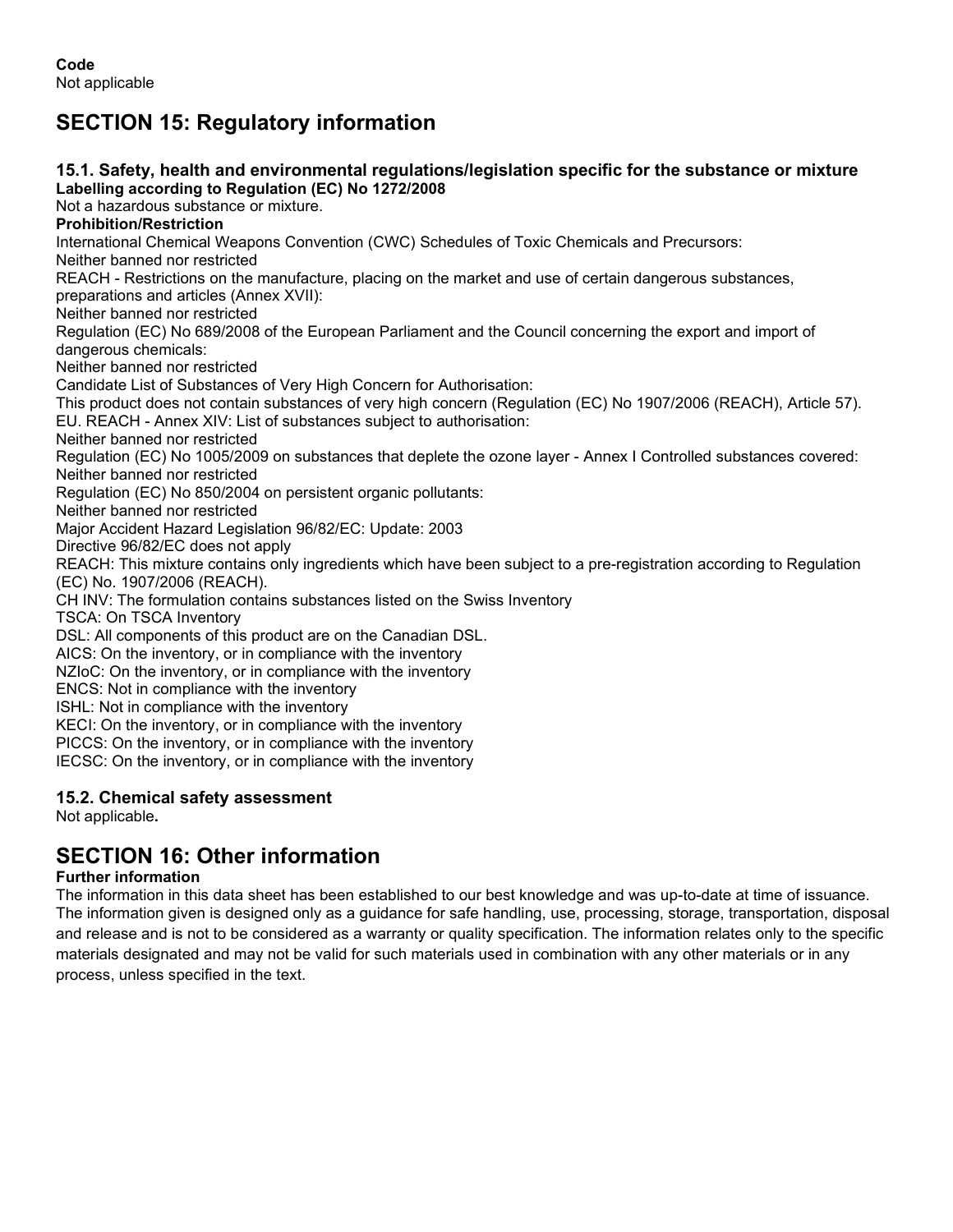**Code**
Not applicable

## SECTION 15: Regulatory information

### 15.1. Safety, health and environmental regulations/legislation specific for the substance or mixture

**Labelling according to Regulation (EC) No 1272/2008**
Not a hazardous substance or mixture.

**Prohibition/Restriction**
International Chemical Weapons Convention (CWC) Schedules of Toxic Chemicals and Precursors:
Neither banned nor restricted
REACH - Restrictions on the manufacture, placing on the market and use of certain dangerous substances, preparations and articles (Annex XVII):
Neither banned nor restricted
Regulation (EC) No 689/2008 of the European Parliament and the Council concerning the export and import of dangerous chemicals:
Neither banned nor restricted
Candidate List of Substances of Very High Concern for Authorisation:
This product does not contain substances of very high concern (Regulation (EC) No 1907/2006 (REACH), Article 57).
EU. REACH - Annex XIV: List of substances subject to authorisation:
Neither banned nor restricted
Regulation (EC) No 1005/2009 on substances that deplete the ozone layer - Annex I Controlled substances covered:
Neither banned nor restricted
Regulation (EC) No 850/2004 on persistent organic pollutants:
Neither banned nor restricted
Major Accident Hazard Legislation 96/82/EC: Update: 2003
Directive 96/82/EC does not apply
REACH: This mixture contains only ingredients which have been subject to a pre-registration according to Regulation (EC) No. 1907/2006 (REACH).
CH INV: The formulation contains substances listed on the Swiss Inventory
TSCA: On TSCA Inventory
DSL: All components of this product are on the Canadian DSL.
AICS: On the inventory, or in compliance with the inventory
NZIoC: On the inventory, or in compliance with the inventory
ENCS: Not in compliance with the inventory
ISHL: Not in compliance with the inventory
KECI: On the inventory, or in compliance with the inventory
PICCS: On the inventory, or in compliance with the inventory
IECSC: On the inventory, or in compliance with the inventory

### 15.2. Chemical safety assessment

Not applicable.

## SECTION 16: Other information

**Further information**
The information in this data sheet has been established to our best knowledge and was up-to-date at time of issuance. The information given is designed only as a guidance for safe handling, use, processing, storage, transportation, disposal and release and is not to be considered as a warranty or quality specification. The information relates only to the specific materials designated and may not be valid for such materials used in combination with any other materials or in any process, unless specified in the text.